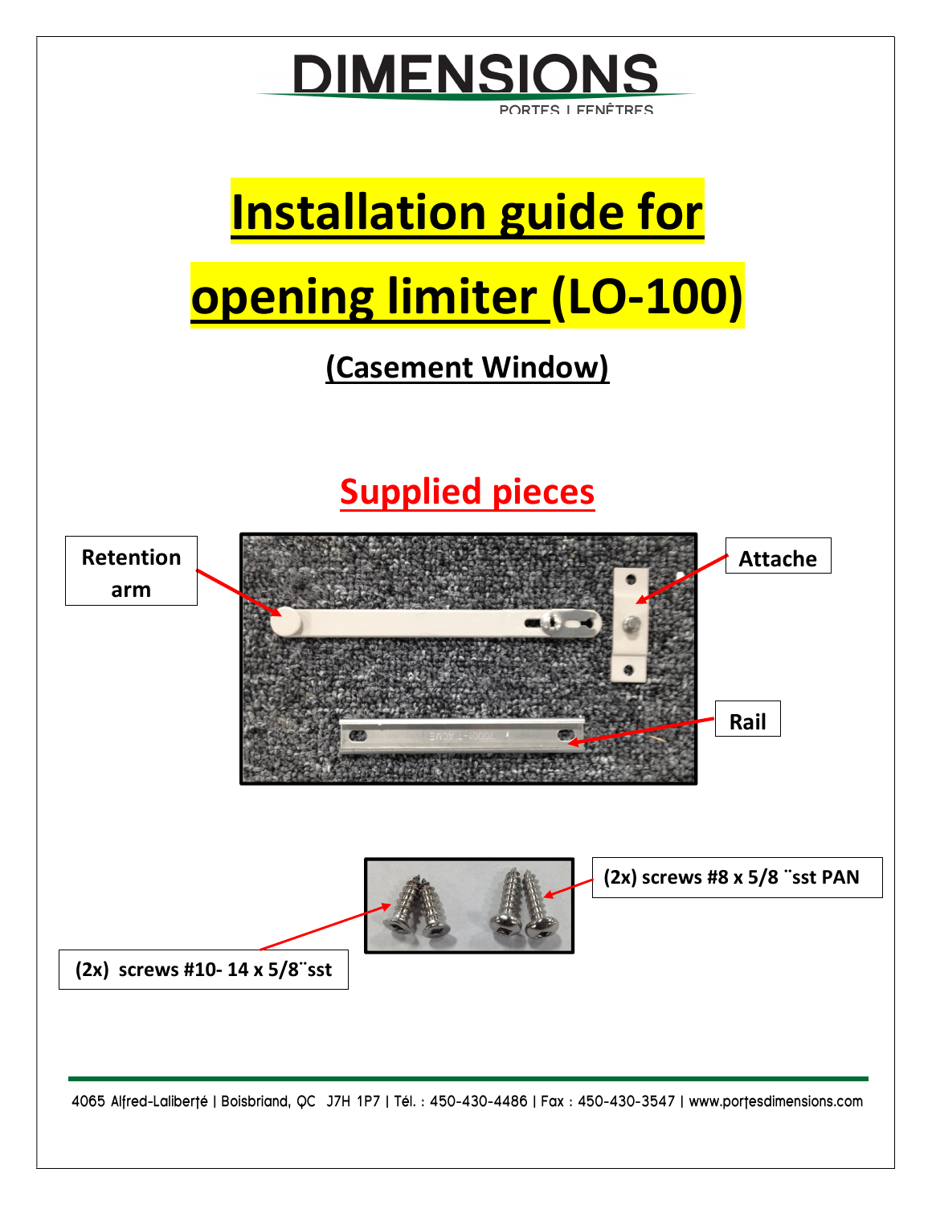# DIMENSIONS

PORTES | FENÊTRES

# Installation guide for opening limiter (LO-100)

## (Casement Window)

## Supplied pieces

Retention arm

Attache

Rail

(2x) screws #8 x 5/8 ¨sst PAN

(2x) screws #10- 14 x 5/8¨sst

4065 Alfred-Laliberté | Boisbriand, QC J7H 1P7 | Tél. : 450-430-4486 | Fax : 450-430-3547 | www.portesdimensions.com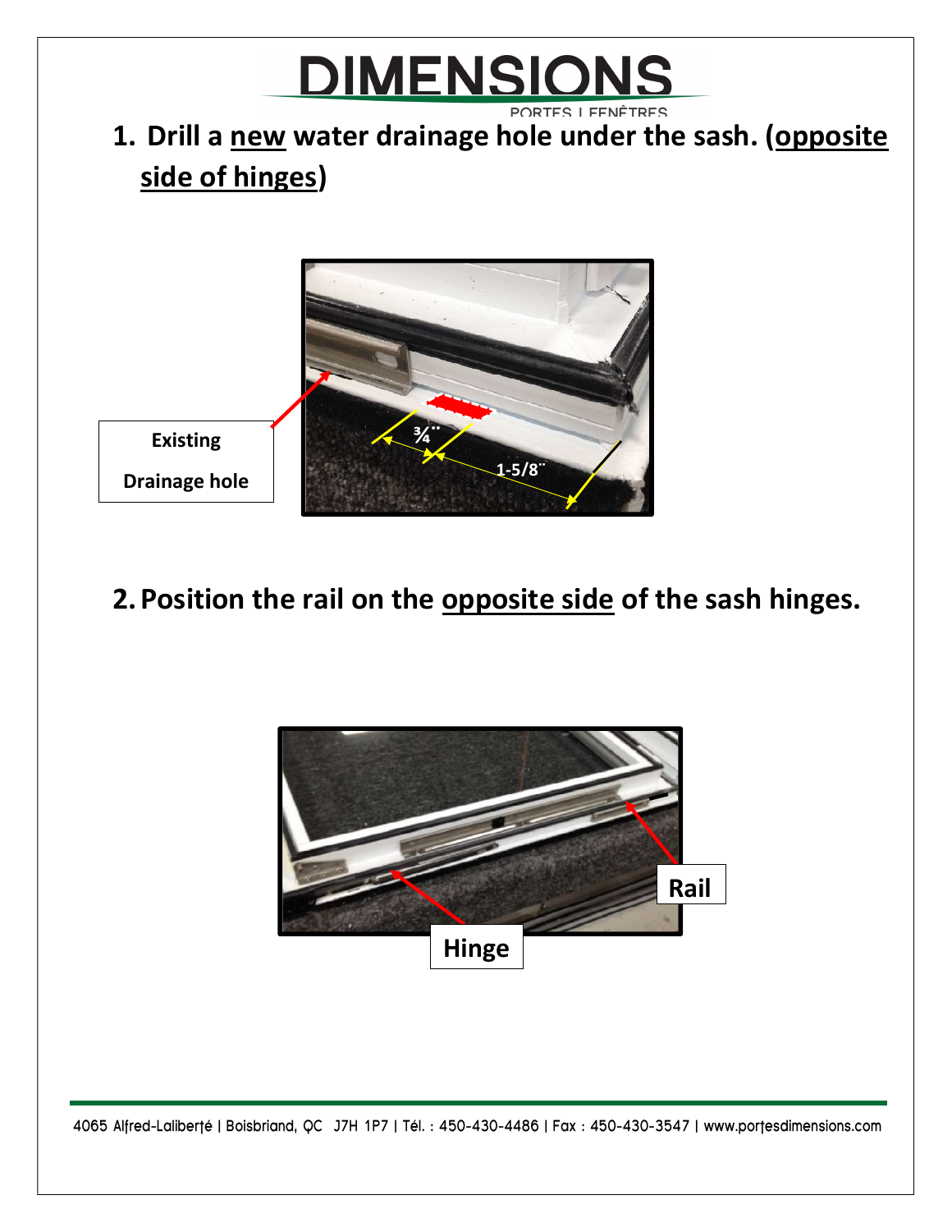1. Drill a **new** water drainage hole under the sash. (**opposite side of hinges**)

Existing Drainage hole

¾" 1-5/8"

2. Position the rail on the **opposite side** of the sash hinges.

Rail

Hinge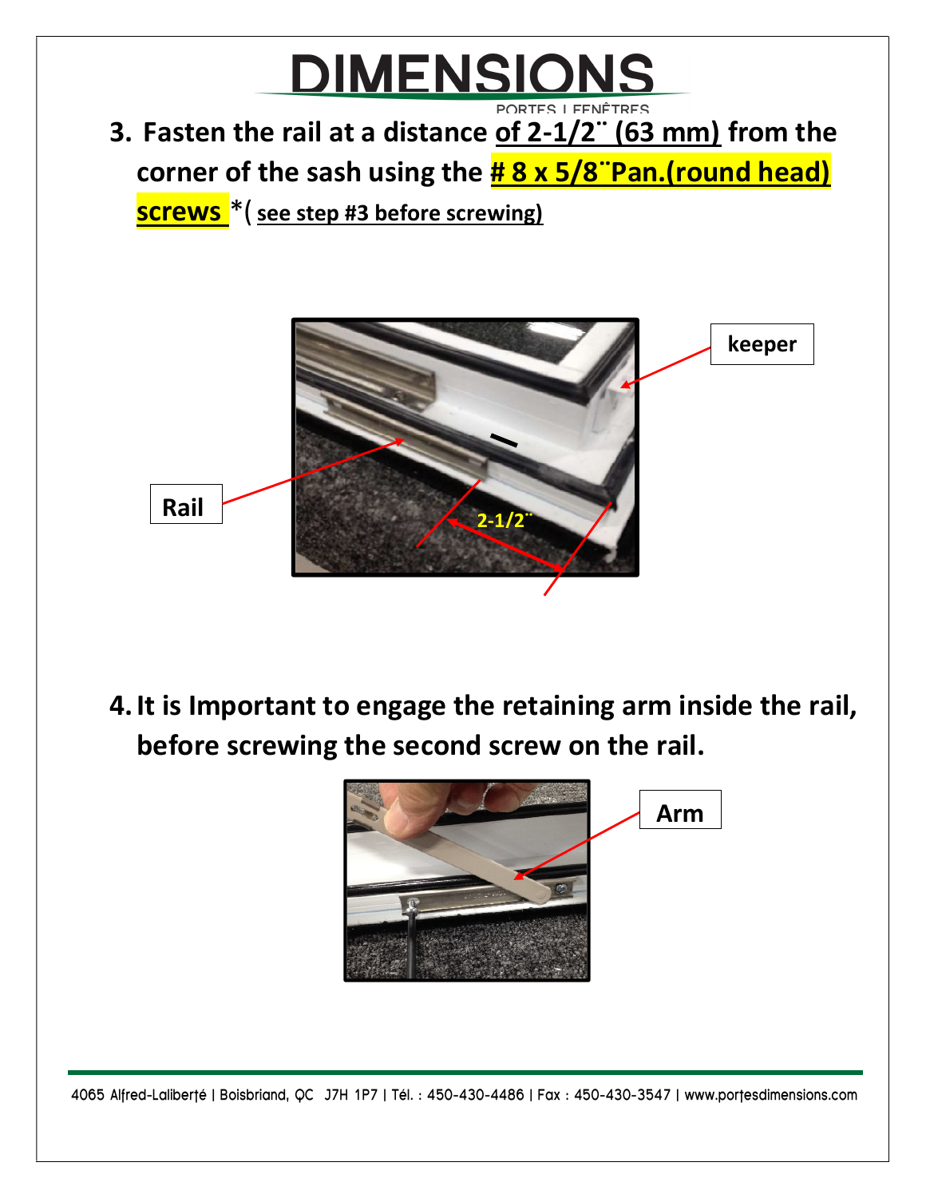**3. Fasten the rail at a distance of 2-1/2¨ (63 mm) from the corner of the sash using the # 8 x 5/8¨Pan.(round head) screws** *( see step #3 before screwing)

keeper

Rail

2-1/2¨

**4. It is Important to engage the retaining arm inside the rail, before screwing the second screw on the rail.**

Arm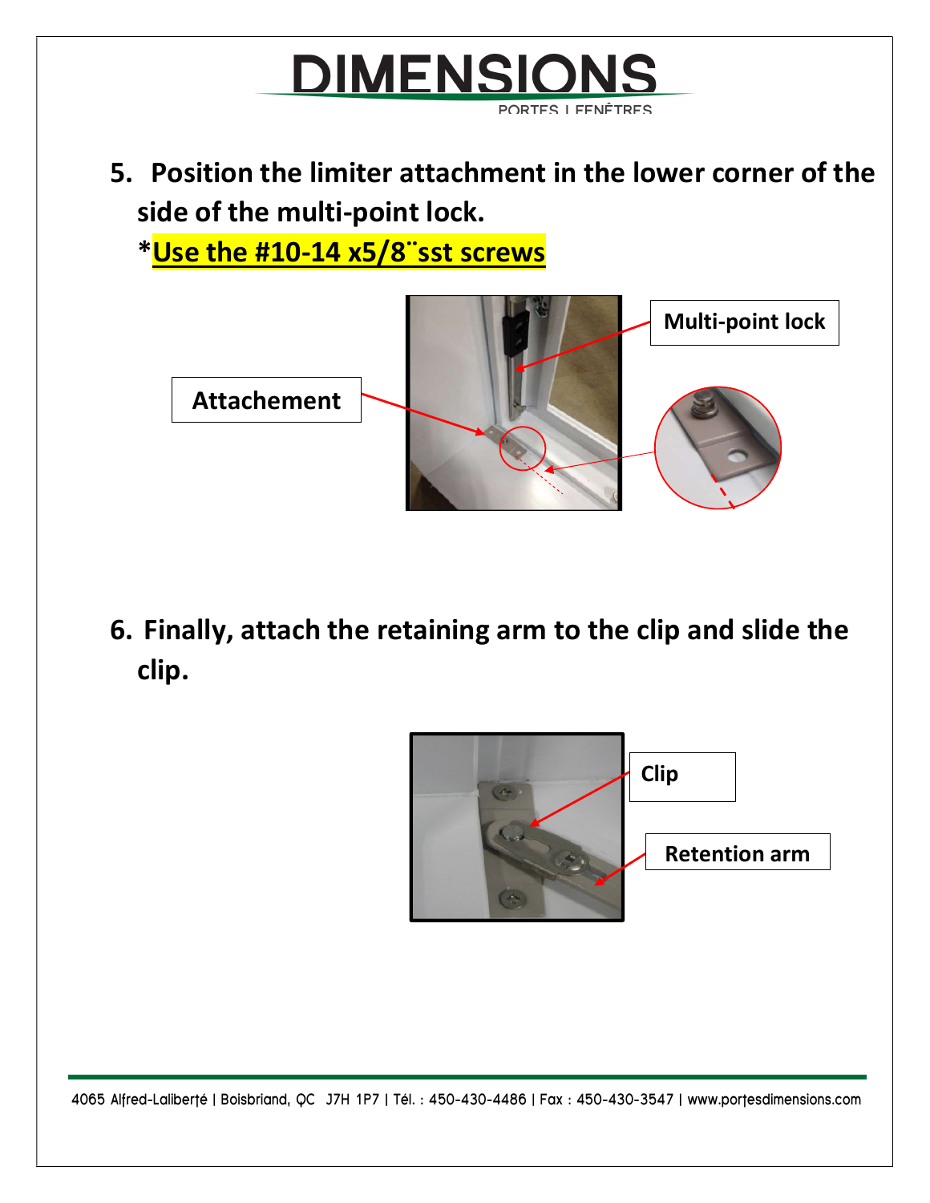DIMENSIONS

PORTES | FENÊTRES

5. **Position the limiter attachment in the lower corner of the side of the multi-point lock.**
   ***Use the #10-14 x5/8¨sst screws***

Multi-point lock

Attachement

6. **Finally, attach the retaining arm to the clip and slide the clip.**

Clip

Retention arm